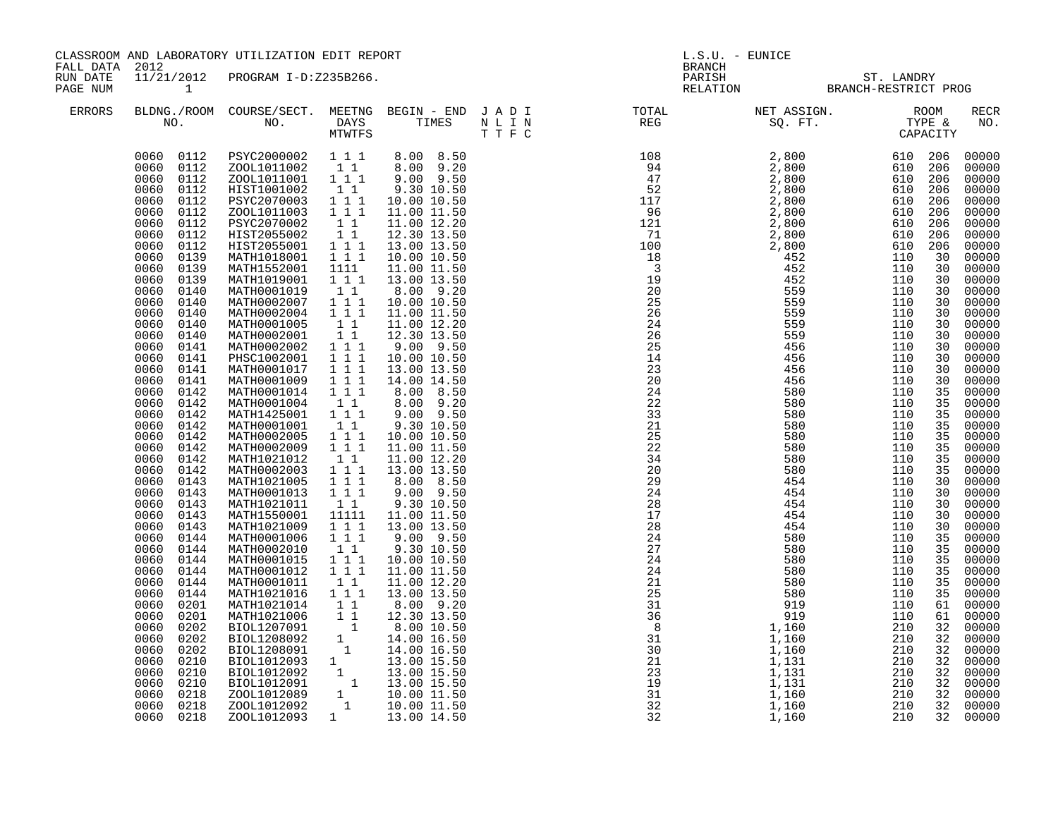CLASSROOM AND LABORATORY UTILIZATION EDIT REPORT
FALL DATA 2012
RUN DATE 11/21/2012 PROGRAM I-D:Z235B266.
PAGE NUM 1

L.S.U. - EUNICE
BRANCH
PARISH ST. LANDRY
RELATION BRANCH-RESTRICT PROG

| ERRORS | BLDNG./ROOM NO. | COURSE/SECT. NO. | MEETNG DAYS MTWTFS | BEGIN - END TIMES | J A D I N L I N T T F C | TOTAL REG | NET ASSIGN. SQ. FT. | ROOM TYPE & CAPACITY | | RECR NO. |
|---|---|---|---|---|---|---|---|---|---|---|
| | 0060 0112 | PSYC2000002 | 1 1 1 | 8.00 8.50 | | 108 | 2,800 | 610 | 206 | 00000 |
| | 0060 0112 | ZOOL1011002 | 1 1 | 8.00 9.20 | | 94 | 2,800 | 610 | 206 | 00000 |
| | 0060 0112 | ZOOL1011001 | 1 1 1 | 9.00 9.50 | | 47 | 2,800 | 610 | 206 | 00000 |
| | 0060 0112 | HIST1001002 | 1 1 | 9.30 10.50 | | 52 | 2,800 | 610 | 206 | 00000 |
| | 0060 0112 | PSYC2070003 | 1 1 1 | 10.00 10.50 | | 117 | 2,800 | 610 | 206 | 00000 |
| | 0060 0112 | ZOOL1011003 | 1 1 1 | 11.00 11.50 | | 96 | 2,800 | 610 | 206 | 00000 |
| | 0060 0112 | PSYC2070002 | 1 1 | 11.00 12.20 | | 121 | 2,800 | 610 | 206 | 00000 |
| | 0060 0112 | HIST2055002 | 1 1 | 12.30 13.50 | | 71 | 2,800 | 610 | 206 | 00000 |
| | 0060 0112 | HIST2055001 | 1 1 1 | 13.00 13.50 | | 100 | 2,800 | 610 | 206 | 00000 |
| | 0060 0139 | MATH1018001 | 1 1 1 | 10.00 10.50 | | 18 | 452 | 110 | 30 | 00000 |
| | 0060 0139 | MATH1552001 | 1111 | 11.00 11.50 | | 3 | 452 | 110 | 30 | 00000 |
| | 0060 0139 | MATH1019001 | 1 1 1 | 13.00 13.50 | | 19 | 452 | 110 | 30 | 00000 |
| | 0060 0140 | MATH0001019 | 1 1 | 8.00 9.20 | | 20 | 559 | 110 | 30 | 00000 |
| | 0060 0140 | MATH0002007 | 1 1 1 | 10.00 10.50 | | 25 | 559 | 110 | 30 | 00000 |
| | 0060 0140 | MATH0002004 | 1 1 1 | 11.00 11.50 | | 26 | 559 | 110 | 30 | 00000 |
| | 0060 0140 | MATH0001005 | 1 1 | 11.00 12.20 | | 24 | 559 | 110 | 30 | 00000 |
| | 0060 0140 | MATH0002001 | 1 1 | 12.30 13.50 | | 26 | 559 | 110 | 30 | 00000 |
| | 0060 0141 | MATH0002002 | 1 1 1 | 9.00 9.50 | | 25 | 456 | 110 | 30 | 00000 |
| | 0060 0141 | PHSC1002001 | 1 1 1 | 10.00 10.50 | | 14 | 456 | 110 | 30 | 00000 |
| | 0060 0141 | MATH0001017 | 1 1 1 | 13.00 13.50 | | 23 | 456 | 110 | 30 | 00000 |
| | 0060 0141 | MATH0001009 | 1 1 1 | 14.00 14.50 | | 20 | 456 | 110 | 30 | 00000 |
| | 0060 0142 | MATH0001014 | 1 1 1 | 8.00 8.50 | | 24 | 580 | 110 | 35 | 00000 |
| | 0060 0142 | MATH0001004 | 1 1 | 8.00 9.20 | | 22 | 580 | 110 | 35 | 00000 |
| | 0060 0142 | MATH1425001 | 1 1 1 | 9.00 9.50 | | 33 | 580 | 110 | 35 | 00000 |
| | 0060 0142 | MATH0001001 | 1 1 | 9.30 10.50 | | 21 | 580 | 110 | 35 | 00000 |
| | 0060 0142 | MATH0002005 | 1 1 1 | 10.00 10.50 | | 25 | 580 | 110 | 35 | 00000 |
| | 0060 0142 | MATH0002009 | 1 1 1 | 11.00 11.50 | | 22 | 580 | 110 | 35 | 00000 |
| | 0060 0142 | MATH1021012 | 1 1 | 11.00 12.20 | | 34 | 580 | 110 | 35 | 00000 |
| | 0060 0142 | MATH0002003 | 1 1 1 | 13.00 13.50 | | 20 | 580 | 110 | 35 | 00000 |
| | 0060 0143 | MATH1021005 | 1 1 1 | 8.00 8.50 | | 29 | 454 | 110 | 30 | 00000 |
| | 0060 0143 | MATH0001013 | 1 1 1 | 9.00 9.50 | | 24 | 454 | 110 | 30 | 00000 |
| | 0060 0143 | MATH1021011 | 1 1 | 9.30 10.50 | | 28 | 454 | 110 | 30 | 00000 |
| | 0060 0143 | MATH1550001 | 11111 | 11.00 11.50 | | 17 | 454 | 110 | 30 | 00000 |
| | 0060 0143 | MATH1021009 | 1 1 1 | 13.00 13.50 | | 28 | 454 | 110 | 30 | 00000 |
| | 0060 0144 | MATH0001006 | 1 1 1 | 9.00 9.50 | | 24 | 580 | 110 | 35 | 00000 |
| | 0060 0144 | MATH0002010 | 1 1 | 9.30 10.50 | | 27 | 580 | 110 | 35 | 00000 |
| | 0060 0144 | MATH0001015 | 1 1 1 | 10.00 10.50 | | 24 | 580 | 110 | 35 | 00000 |
| | 0060 0144 | MATH0001012 | 1 1 1 | 11.00 11.50 | | 24 | 580 | 110 | 35 | 00000 |
| | 0060 0144 | MATH0001011 | 1 1 | 11.00 12.20 | | 21 | 580 | 110 | 35 | 00000 |
| | 0060 0144 | MATH1021016 | 1 1 1 | 13.00 13.50 | | 25 | 580 | 110 | 35 | 00000 |
| | 0060 0201 | MATH1021014 | 1 1 | 8.00 9.20 | | 31 | 919 | 110 | 61 | 00000 |
| | 0060 0201 | MATH1021006 | 1 1 | 12.30 13.50 | | 36 | 919 | 110 | 61 | 00000 |
| | 0060 0202 | BIOL1207091 | 1 | 8.00 10.50 | | 8 | 1,160 | 210 | 32 | 00000 |
| | 0060 0202 | BIOL1208092 | 1 | 14.00 16.50 | | 31 | 1,160 | 210 | 32 | 00000 |
| | 0060 0202 | BIOL1208091 | 1 | 14.00 16.50 | | 30 | 1,160 | 210 | 32 | 00000 |
| | 0060 0210 | BIOL1012093 | 1 | 13.00 15.50 | | 21 | 1,131 | 210 | 32 | 00000 |
| | 0060 0210 | BIOL1012092 | 1 | 13.00 15.50 | | 23 | 1,131 | 210 | 32 | 00000 |
| | 0060 0210 | BIOL1012091 | 1 | 13.00 15.50 | | 19 | 1,131 | 210 | 32 | 00000 |
| | 0060 0218 | ZOOL1012089 | 1 | 10.00 11.50 | | 31 | 1,160 | 210 | 32 | 00000 |
| | 0060 0218 | ZOOL1012092 | 1 | 10.00 11.50 | | 32 | 1,160 | 210 | 32 | 00000 |
| | 0060 0218 | ZOOL1012093 | 1 | 13.00 14.50 | | 32 | 1,160 | 210 | 32 | 00000 |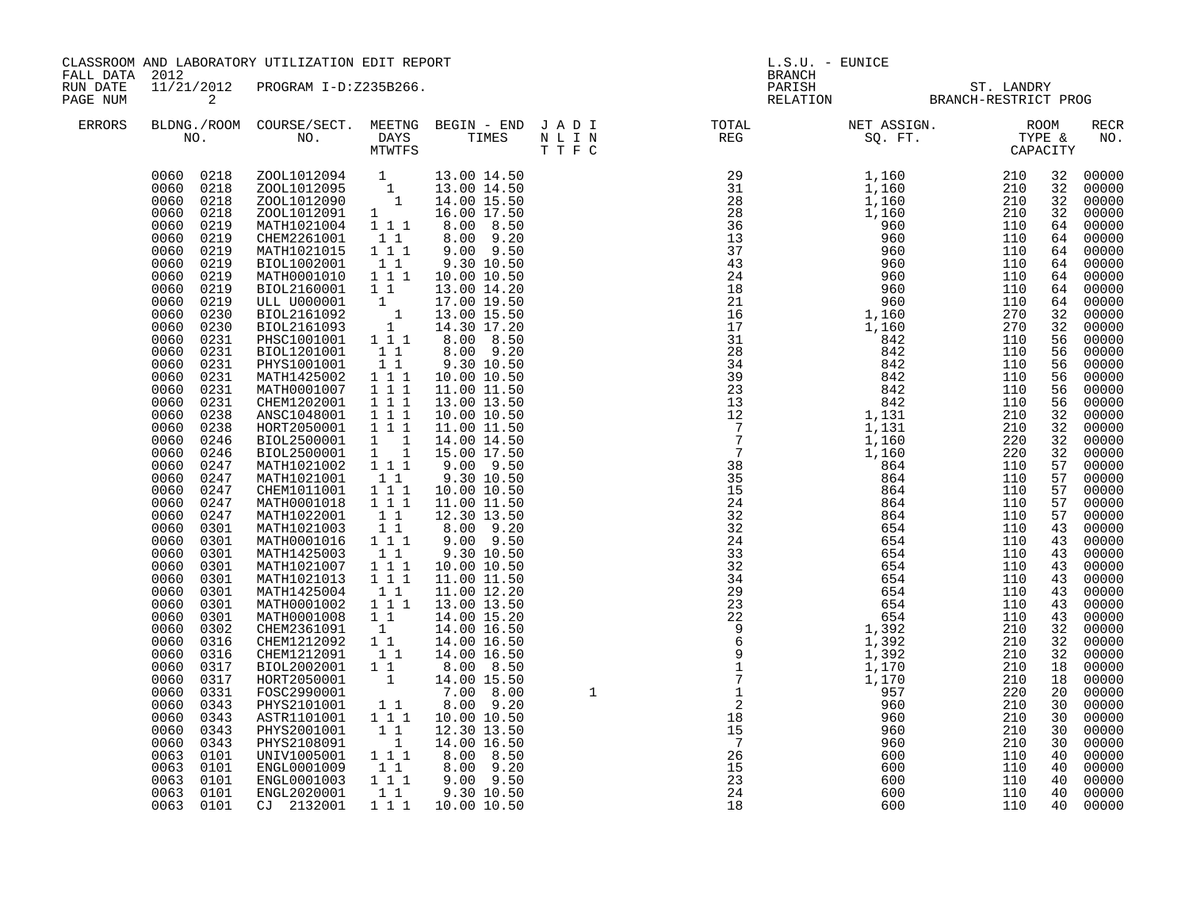CLASSROOM AND LABORATORY UTILIZATION EDIT REPORT
FALL DATA 2012
RUN DATE 11/21/2012 PROGRAM I-D:Z235B266.
PAGE NUM 2

L.S.U. - EUNICE
BRANCH
PARISH ST. LANDRY
RELATION BRANCH-RESTRICT PROG

| ERRORS | BLDNG./ROOM NO. | COURSE/SECT. NO. | MEETNG DAYS MTWTFS | BEGIN - END TIMES | J A D I N L I N T T F C | TOTAL REG | NET ASSIGN. SQ. FT. | ROOM TYPE & CAPACITY | | RECR NO. |
|---|---|---|---|---|---|---|---|---|---|---|
| | 0060 0218 | ZOOL1012094 | 1 | 13.00 14.50 | | 29 | 1,160 | 210 | 32 | 00000 |
| | 0060 0218 | ZOOL1012095 | 1 | 13.00 14.50 | | 31 | 1,160 | 210 | 32 | 00000 |
| | 0060 0218 | ZOOL1012090 | 1 | 14.00 15.50 | | 28 | 1,160 | 210 | 32 | 00000 |
| | 0060 0218 | ZOOL1012091 | 1 | 16.00 17.50 | | 28 | 1,160 | 210 | 32 | 00000 |
| | 0060 0219 | MATH1021004 | 1 1 1 | 8.00 8.50 | | 36 | 960 | 110 | 64 | 00000 |
| | 0060 0219 | CHEM2261001 | 1 1 | 8.00 9.20 | | 13 | 960 | 110 | 64 | 00000 |
| | 0060 0219 | MATH1021015 | 1 1 1 | 9.00 9.50 | | 37 | 960 | 110 | 64 | 00000 |
| | 0060 0219 | BIOL1002001 | 1 1 | 9.30 10.50 | | 43 | 960 | 110 | 64 | 00000 |
| | 0060 0219 | MATH0001010 | 1 1 1 | 10.00 10.50 | | 24 | 960 | 110 | 64 | 00000 |
| | 0060 0219 | BIOL2160001 | 1 1 | 13.00 14.20 | | 18 | 960 | 110 | 64 | 00000 |
| | 0060 0219 | ULL U000001 | 1 | 17.00 19.50 | | 21 | 960 | 110 | 64 | 00000 |
| | 0060 0230 | BIOL2161092 | 1 | 13.00 15.50 | | 16 | 1,160 | 270 | 32 | 00000 |
| | 0060 0230 | BIOL2161093 | 1 | 14.30 17.20 | | 17 | 1,160 | 270 | 32 | 00000 |
| | 0060 0231 | PHSC1001001 | 1 1 1 | 8.00 8.50 | | 31 | 842 | 110 | 56 | 00000 |
| | 0060 0231 | BIOL1201001 | 1 1 | 8.00 9.20 | | 28 | 842 | 110 | 56 | 00000 |
| | 0060 0231 | PHYS1001001 | 1 1 | 9.30 10.50 | | 34 | 842 | 110 | 56 | 00000 |
| | 0060 0231 | MATH1425002 | 1 1 1 | 10.00 10.50 | | 39 | 842 | 110 | 56 | 00000 |
| | 0060 0231 | MATH0001007 | 1 1 1 | 11.00 11.50 | | 23 | 842 | 110 | 56 | 00000 |
| | 0060 0231 | CHEM1202001 | 1 1 1 | 13.00 13.50 | | 13 | 842 | 110 | 56 | 00000 |
| | 0060 0238 | ANSC1048001 | 1 1 1 | 10.00 10.50 | | 12 | 1,131 | 210 | 32 | 00000 |
| | 0060 0238 | HORT2050001 | 1 1 1 | 11.00 11.50 | | 7 | 1,131 | 210 | 32 | 00000 |
| | 0060 0246 | BIOL2500001 | 1 1 | 14.00 14.50 | | 7 | 1,160 | 220 | 32 | 00000 |
| | 0060 0246 | BIOL2500001 | 1 1 | 15.00 17.50 | | 7 | 1,160 | 220 | 32 | 00000 |
| | 0060 0247 | MATH1021002 | 1 1 1 | 9.00 9.50 | | 38 | 864 | 110 | 57 | 00000 |
| | 0060 0247 | MATH1021001 | 1 1 | 9.30 10.50 | | 35 | 864 | 110 | 57 | 00000 |
| | 0060 0247 | CHEM1011001 | 1 1 1 | 10.00 10.50 | | 15 | 864 | 110 | 57 | 00000 |
| | 0060 0247 | MATH0001018 | 1 1 1 | 11.00 11.50 | | 24 | 864 | 110 | 57 | 00000 |
| | 0060 0247 | MATH1022001 | 1 1 | 12.30 13.50 | | 32 | 864 | 110 | 57 | 00000 |
| | 0060 0301 | MATH1021003 | 1 1 | 8.00 9.20 | | 32 | 654 | 110 | 43 | 00000 |
| | 0060 0301 | MATH0001016 | 1 1 1 | 9.00 9.50 | | 24 | 654 | 110 | 43 | 00000 |
| | 0060 0301 | MATH1425003 | 1 1 | 9.30 10.50 | | 33 | 654 | 110 | 43 | 00000 |
| | 0060 0301 | MATH1021007 | 1 1 1 | 10.00 10.50 | | 32 | 654 | 110 | 43 | 00000 |
| | 0060 0301 | MATH1021013 | 1 1 1 | 11.00 11.50 | | 34 | 654 | 110 | 43 | 00000 |
| | 0060 0301 | MATH1425004 | 1 1 | 11.00 12.20 | | 29 | 654 | 110 | 43 | 00000 |
| | 0060 0301 | MATH0001002 | 1 1 1 | 13.00 13.50 | | 23 | 654 | 110 | 43 | 00000 |
| | 0060 0301 | MATH0001008 | 1 1 | 14.00 15.20 | | 22 | 654 | 110 | 43 | 00000 |
| | 0060 0302 | CHEM2361091 | 1 | 14.00 16.50 | | 9 | 1,392 | 210 | 32 | 00000 |
| | 0060 0316 | CHEM1212092 | 1 1 | 14.00 16.50 | | 6 | 1,392 | 210 | 32 | 00000 |
| | 0060 0316 | CHEM1212091 | 1 1 | 14.00 16.50 | | 9 | 1,392 | 210 | 32 | 00000 |
| | 0060 0317 | BIOL2002001 | 1 1 | 8.00 8.50 | | 1 | 1,170 | 210 | 18 | 00000 |
| | 0060 0317 | HORT2050001 | 1 | 14.00 15.50 | | 7 | 1,170 | 210 | 18 | 00000 |
| | 0060 0331 | FOSC2990001 | | 7.00 8.00 | 1 | 1 | 957 | 220 | 20 | 00000 |
| | 0060 0343 | PHYS2101001 | 1 1 | 8.00 9.20 | | 2 | 960 | 210 | 30 | 00000 |
| | 0060 0343 | ASTR1101001 | 1 1 1 | 10.00 10.50 | | 18 | 960 | 210 | 30 | 00000 |
| | 0060 0343 | PHYS2001001 | 1 1 | 12.30 13.50 | | 15 | 960 | 210 | 30 | 00000 |
| | 0060 0343 | PHYS2108091 | 1 | 14.00 16.50 | | 7 | 960 | 210 | 30 | 00000 |
| | 0063 0101 | UNIV1005001 | 1 1 1 | 8.00 8.50 | | 26 | 600 | 110 | 40 | 00000 |
| | 0063 0101 | ENGL0001009 | 1 1 | 8.00 9.20 | | 15 | 600 | 110 | 40 | 00000 |
| | 0063 0101 | ENGL0001003 | 1 1 1 | 9.00 9.50 | | 23 | 600 | 110 | 40 | 00000 |
| | 0063 0101 | ENGL2020001 | 1 1 | 9.30 10.50 | | 24 | 600 | 110 | 40 | 00000 |
| | 0063 0101 | CJ 2132001 | 1 1 1 | 10.00 10.50 | | 18 | 600 | 110 | 40 | 00000 |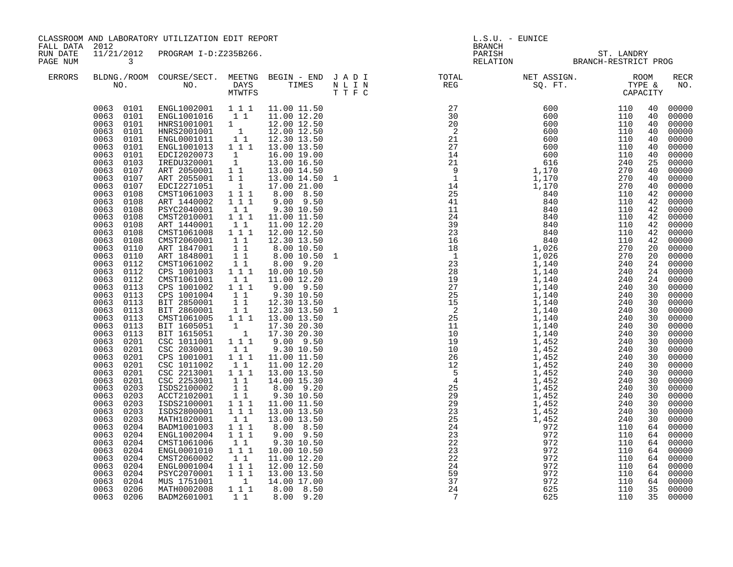CLASSROOM AND LABORATORY UTILIZATION EDIT REPORT
FALL DATA 2012
RUN DATE 11/21/2012 PROGRAM I-D:Z235B266.
PAGE NUM 3

L.S.U. - EUNICE
BRANCH
PARISH ST. LANDRY
RELATION BRANCH-RESTRICT PROG

| ERRORS | BLDNG./ROOM NO. | COURSE/SECT. NO. | MEETNG DAYS MTWTFS | BEGIN - END TIMES | J A D I N L I N T T F C | TOTAL REG | NET ASSIGN. SQ. FT. | ROOM TYPE & CAPACITY | | RECR NO. |
|---|---|---|---|---|---|---|---|---|---|---|
| | 0063 0101 | ENGL1002001 | 1 1 1 | 11.00 11.50 | | 27 | 600 | 110 | 40 | 00000 |
| | 0063 0101 | ENGL1001016 | 1 1 | 11.00 12.20 | | 30 | 600 | 110 | 40 | 00000 |
| | 0063 0101 | HNRS1001001 | 1 | 12.00 12.50 | | 20 | 600 | 110 | 40 | 00000 |
| | 0063 0101 | HNRS2001001 | 1 | 12.00 12.50 | | 2 | 600 | 110 | 40 | 00000 |
| | 0063 0101 | ENGL0001011 | 1 1 | 12.30 13.50 | | 21 | 600 | 110 | 40 | 00000 |
| | 0063 0101 | ENGL1001013 | 1 1 1 | 13.00 13.50 | | 27 | 600 | 110 | 40 | 00000 |
| | 0063 0101 | EDCI2020073 | 1 | 16.00 19.00 | | 14 | 600 | 110 | 40 | 00000 |
| | 0063 0103 | IREDU320001 | 1 | 13.00 16.50 | | 21 | 616 | 240 | 25 | 00000 |
| | 0063 0107 | ART 2050001 | 1 1 | 13.00 14.50 | | 9 | 1,170 | 270 | 40 | 00000 |
| | 0063 0107 | ART 2055001 | 1 1 | 13.00 14.50 | 1 | 1 | 1,170 | 270 | 40 | 00000 |
| | 0063 0107 | EDCI2271051 | 1 | 17.00 21.00 | | 14 | 1,170 | 270 | 40 | 00000 |
| | 0063 0108 | CMST1061003 | 1 1 1 | 8.00 8.50 | | 25 | 840 | 110 | 42 | 00000 |
| | 0063 0108 | ART 1440002 | 1 1 1 | 9.00 9.50 | | 41 | 840 | 110 | 42 | 00000 |
| | 0063 0108 | PSYC2040001 | 1 1 | 9.30 10.50 | | 11 | 840 | 110 | 42 | 00000 |
| | 0063 0108 | CMST2010001 | 1 1 1 | 11.00 11.50 | | 24 | 840 | 110 | 42 | 00000 |
| | 0063 0108 | ART 1440001 | 1 1 | 11.00 12.20 | | 39 | 840 | 110 | 42 | 00000 |
| | 0063 0108 | CMST1061008 | 1 1 1 | 12.00 12.50 | | 23 | 840 | 110 | 42 | 00000 |
| | 0063 0108 | CMST2060001 | 1 1 | 12.30 13.50 | | 16 | 840 | 110 | 42 | 00000 |
| | 0063 0110 | ART 1847001 | 1 1 | 8.00 10.50 | | 18 | 1,026 | 270 | 20 | 00000 |
| | 0063 0110 | ART 1848001 | 1 1 | 8.00 10.50 | 1 | 1 | 1,026 | 270 | 20 | 00000 |
| | 0063 0112 | CMST1061002 | 1 1 | 8.00 9.20 | | 23 | 1,140 | 240 | 24 | 00000 |
| | 0063 0112 | CPS 1001003 | 1 1 1 | 10.00 10.50 | | 28 | 1,140 | 240 | 24 | 00000 |
| | 0063 0112 | CMST1061001 | 1 1 | 11.00 12.20 | | 19 | 1,140 | 240 | 24 | 00000 |
| | 0063 0113 | CPS 1001002 | 1 1 1 | 9.00 9.50 | | 27 | 1,140 | 240 | 30 | 00000 |
| | 0063 0113 | CPS 1001004 | 1 1 | 9.30 10.50 | | 25 | 1,140 | 240 | 30 | 00000 |
| | 0063 0113 | BIT 2850001 | 1 1 | 12.30 13.50 | | 15 | 1,140 | 240 | 30 | 00000 |
| | 0063 0113 | BIT 2860001 | 1 1 | 12.30 13.50 | 1 | 2 | 1,140 | 240 | 30 | 00000 |
| | 0063 0113 | CMST1061005 | 1 1 1 | 13.00 13.50 | | 25 | 1,140 | 240 | 30 | 00000 |
| | 0063 0113 | BIT 1605051 | 1 | 17.30 20.30 | | 11 | 1,140 | 240 | 30 | 00000 |
| | 0063 0113 | BIT 1615051 | 1 | 17.30 20.30 | | 10 | 1,140 | 240 | 30 | 00000 |
| | 0063 0201 | CSC 1011001 | 1 1 1 | 9.00 9.50 | | 19 | 1,452 | 240 | 30 | 00000 |
| | 0063 0201 | CSC 2030001 | 1 1 | 9.30 10.50 | | 10 | 1,452 | 240 | 30 | 00000 |
| | 0063 0201 | CPS 1001001 | 1 1 1 | 11.00 11.50 | | 26 | 1,452 | 240 | 30 | 00000 |
| | 0063 0201 | CSC 1011002 | 1 1 | 11.00 12.20 | | 12 | 1,452 | 240 | 30 | 00000 |
| | 0063 0201 | CSC 2213001 | 1 1 1 | 13.00 13.50 | | 5 | 1,452 | 240 | 30 | 00000 |
| | 0063 0201 | CSC 2253001 | 1 1 | 14.00 15.30 | | 4 | 1,452 | 240 | 30 | 00000 |
| | 0063 0203 | ISDS2100002 | 1 1 | 8.00 9.20 | | 25 | 1,452 | 240 | 30 | 00000 |
| | 0063 0203 | ACCT2102001 | 1 1 | 9.30 10.50 | | 29 | 1,452 | 240 | 30 | 00000 |
| | 0063 0203 | ISDS2100001 | 1 1 1 | 11.00 11.50 | | 29 | 1,452 | 240 | 30 | 00000 |
| | 0063 0203 | ISDS2800001 | 1 1 1 | 13.00 13.50 | | 23 | 1,452 | 240 | 30 | 00000 |
| | 0063 0203 | MATH1020001 | 1 1 | 13.00 13.50 | | 25 | 1,452 | 240 | 30 | 00000 |
| | 0063 0204 | BADM1001003 | 1 1 1 | 8.00 8.50 | | 24 | 972 | 110 | 64 | 00000 |
| | 0063 0204 | ENGL1002004 | 1 1 1 | 9.00 9.50 | | 23 | 972 | 110 | 64 | 00000 |
| | 0063 0204 | CMST1061006 | 1 1 | 9.30 10.50 | | 22 | 972 | 110 | 64 | 00000 |
| | 0063 0204 | ENGL0001010 | 1 1 1 | 10.00 10.50 | | 23 | 972 | 110 | 64 | 00000 |
| | 0063 0204 | CMST2060002 | 1 1 | 11.00 12.20 | | 22 | 972 | 110 | 64 | 00000 |
| | 0063 0204 | ENGL0001004 | 1 1 1 | 12.00 12.50 | | 24 | 972 | 110 | 64 | 00000 |
| | 0063 0204 | PSYC2070001 | 1 1 1 | 13.00 13.50 | | 59 | 972 | 110 | 64 | 00000 |
| | 0063 0204 | MUS 1751001 | 1 | 14.00 17.00 | | 37 | 972 | 110 | 64 | 00000 |
| | 0063 0206 | MATH0002008 | 1 1 1 | 8.00 8.50 | | 24 | 625 | 110 | 35 | 00000 |
| | 0063 0206 | BADM2601001 | 1 1 | 8.00 9.20 | | 7 | 625 | 110 | 35 | 00000 |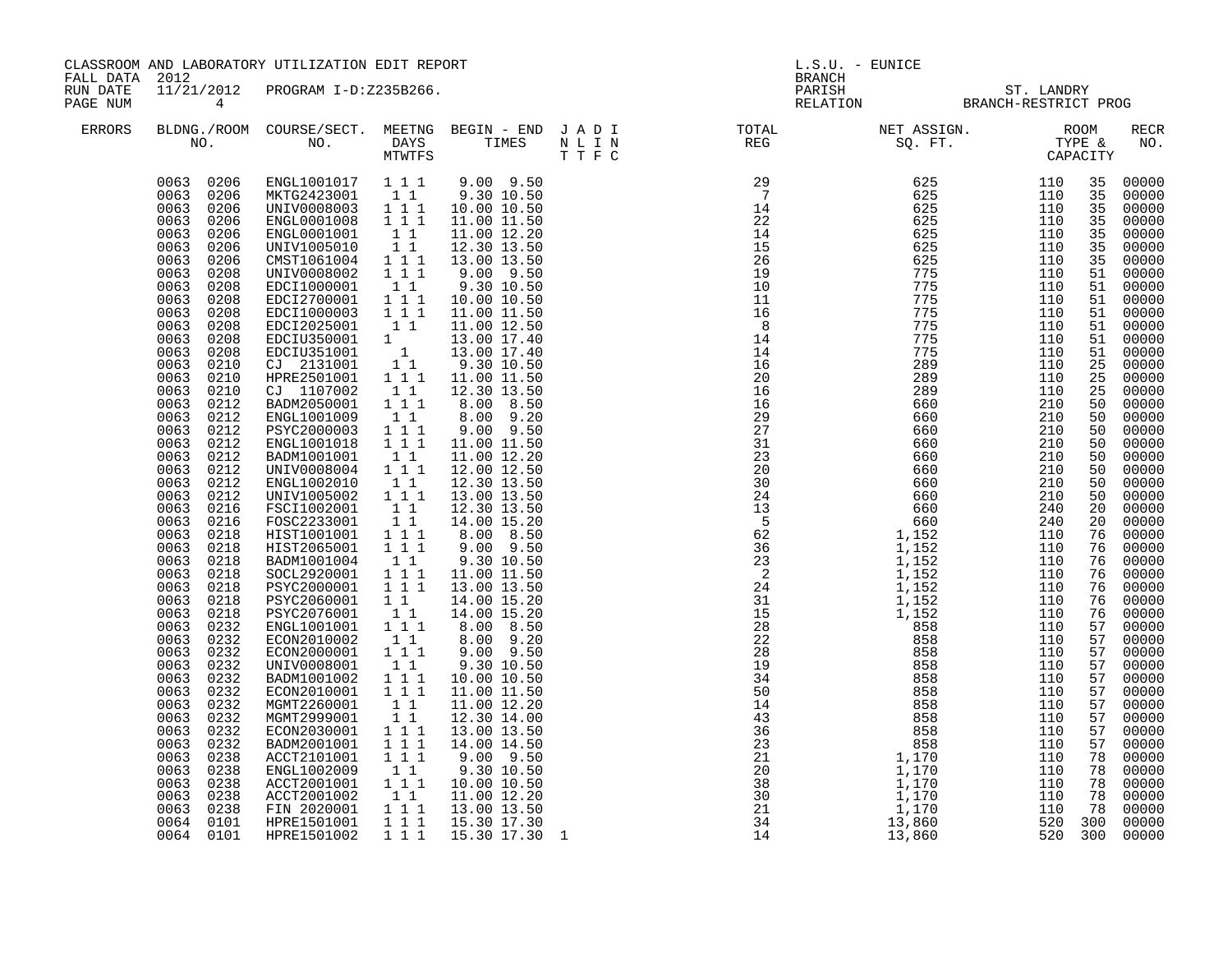CLASSROOM AND LABORATORY UTILIZATION EDIT REPORT
FALL DATA 2012
RUN DATE 11/21/2012 PROGRAM I-D:Z235B266.

L.S.U. - EUNICE
BRANCH
PARISH ST. LANDRY
RELATION BRANCH-RESTRICT PROG

| ERRORS | BLDNG./ROOM NO. | COURSE/SECT. NO. | MEETNG DAYS MTWTFS | BEGIN - END TIMES | J A D I N L I N T T F C | TOTAL REG | NET ASSIGN. SQ. FT. | ROOM TYPE & CAPACITY | | RECR NO. |
|---|---|---|---|---|---|---|---|---|---|---|
| | 0063 0206 | ENGL1001017 | 1 1 1 | 9.00 9.50 | | 29 | 625 | 110 | 35 | 00000 |
| | 0063 0206 | MKTG2423001 | 1 1 | 9.30 10.50 | | 7 | 625 | 110 | 35 | 00000 |
| | 0063 0206 | UNIV0008003 | 1 1 1 | 10.00 10.50 | | 14 | 625 | 110 | 35 | 00000 |
| | 0063 0206 | ENGL0001008 | 1 1 1 | 11.00 11.50 | | 22 | 625 | 110 | 35 | 00000 |
| | 0063 0206 | ENGL0001001 | 1 1 | 11.00 12.20 | | 14 | 625 | 110 | 35 | 00000 |
| | 0063 0206 | UNIV1005010 | 1 1 | 12.30 13.50 | | 15 | 625 | 110 | 35 | 00000 |
| | 0063 0206 | CMST1061004 | 1 1 1 | 13.00 13.50 | | 26 | 625 | 110 | 35 | 00000 |
| | 0063 0208 | UNIV0008002 | 1 1 1 | 9.00 9.50 | | 19 | 775 | 110 | 51 | 00000 |
| | 0063 0208 | EDCI1000001 | 1 1 | 9.30 10.50 | | 10 | 775 | 110 | 51 | 00000 |
| | 0063 0208 | EDCI2700001 | 1 1 1 | 10.00 10.50 | | 11 | 775 | 110 | 51 | 00000 |
| | 0063 0208 | EDCI1000003 | 1 1 1 | 11.00 11.50 | | 16 | 775 | 110 | 51 | 00000 |
| | 0063 0208 | EDCI2025001 | 1 1 | 11.00 12.50 | | 8 | 775 | 110 | 51 | 00000 |
| | 0063 0208 | EDCIU350001 | 1 | 13.00 17.40 | | 14 | 775 | 110 | 51 | 00000 |
| | 0063 0208 | EDCIU351001 | 1 | 13.00 17.40 | | 14 | 775 | 110 | 51 | 00000 |
| | 0063 0210 | CJ 2131001 | 1 1 | 9.30 10.50 | | 16 | 289 | 110 | 25 | 00000 |
| | 0063 0210 | HPRE2501001 | 1 1 1 | 11.00 11.50 | | 20 | 289 | 110 | 25 | 00000 |
| | 0063 0210 | CJ 1107002 | 1 1 | 12.30 13.50 | | 16 | 289 | 110 | 25 | 00000 |
| | 0063 0212 | BADM2050001 | 1 1 1 | 8.00 8.50 | | 16 | 660 | 210 | 50 | 00000 |
| | 0063 0212 | ENGL1001009 | 1 1 | 8.00 9.20 | | 29 | 660 | 210 | 50 | 00000 |
| | 0063 0212 | PSYC2000003 | 1 1 1 | 9.00 9.50 | | 27 | 660 | 210 | 50 | 00000 |
| | 0063 0212 | ENGL1001018 | 1 1 1 | 11.00 11.50 | | 31 | 660 | 210 | 50 | 00000 |
| | 0063 0212 | BADM1001001 | 1 1 | 11.00 12.20 | | 23 | 660 | 210 | 50 | 00000 |
| | 0063 0212 | UNIV0008004 | 1 1 1 | 12.00 12.50 | | 20 | 660 | 210 | 50 | 00000 |
| | 0063 0212 | ENGL1002010 | 1 1 | 12.30 13.50 | | 30 | 660 | 210 | 50 | 00000 |
| | 0063 0212 | UNIV1005002 | 1 1 1 | 13.00 13.50 | | 24 | 660 | 210 | 50 | 00000 |
| | 0063 0216 | FSCI1002001 | 1 1 | 12.30 13.50 | | 13 | 660 | 240 | 20 | 00000 |
| | 0063 0216 | FOSC2233001 | 1 1 | 14.00 15.20 | | 5 | 660 | 240 | 20 | 00000 |
| | 0063 0218 | HIST1001001 | 1 1 1 | 8.00 8.50 | | 62 | 1,152 | 110 | 76 | 00000 |
| | 0063 0218 | HIST2065001 | 1 1 1 | 9.00 9.50 | | 36 | 1,152 | 110 | 76 | 00000 |
| | 0063 0218 | BADM1001004 | 1 1 | 9.30 10.50 | | 23 | 1,152 | 110 | 76 | 00000 |
| | 0063 0218 | SOCL2920001 | 1 1 1 | 11.00 11.50 | | 2 | 1,152 | 110 | 76 | 00000 |
| | 0063 0218 | PSYC2000001 | 1 1 1 | 13.00 13.50 | | 24 | 1,152 | 110 | 76 | 00000 |
| | 0063 0218 | PSYC2060001 | 1 1 | 14.00 15.20 | | 31 | 1,152 | 110 | 76 | 00000 |
| | 0063 0218 | PSYC2076001 | 1 1 | 14.00 15.20 | | 15 | 1,152 | 110 | 76 | 00000 |
| | 0063 0232 | ENGL1001001 | 1 1 1 | 8.00 8.50 | | 28 | 858 | 110 | 57 | 00000 |
| | 0063 0232 | ECON2010002 | 1 1 | 8.00 9.20 | | 22 | 858 | 110 | 57 | 00000 |
| | 0063 0232 | ECON2000001 | 1 1 1 | 9.00 9.50 | | 28 | 858 | 110 | 57 | 00000 |
| | 0063 0232 | UNIV0008001 | 1 1 | 9.30 10.50 | | 19 | 858 | 110 | 57 | 00000 |
| | 0063 0232 | BADM1001002 | 1 1 1 | 10.00 10.50 | | 34 | 858 | 110 | 57 | 00000 |
| | 0063 0232 | ECON2010001 | 1 1 1 | 11.00 11.50 | | 50 | 858 | 110 | 57 | 00000 |
| | 0063 0232 | MGMT2260001 | 1 1 | 11.00 12.20 | | 14 | 858 | 110 | 57 | 00000 |
| | 0063 0232 | MGMT2999001 | 1 1 | 12.30 14.00 | | 43 | 858 | 110 | 57 | 00000 |
| | 0063 0232 | ECON2030001 | 1 1 1 | 13.00 13.50 | | 36 | 858 | 110 | 57 | 00000 |
| | 0063 0232 | BADM2001001 | 1 1 1 | 14.00 14.50 | | 23 | 858 | 110 | 57 | 00000 |
| | 0063 0238 | ACCT2101001 | 1 1 1 | 9.00 9.50 | | 21 | 1,170 | 110 | 78 | 00000 |
| | 0063 0238 | ENGL1002009 | 1 1 | 9.30 10.50 | | 20 | 1,170 | 110 | 78 | 00000 |
| | 0063 0238 | ACCT2001001 | 1 1 1 | 10.00 10.50 | | 38 | 1,170 | 110 | 78 | 00000 |
| | 0063 0238 | ACCT2001002 | 1 1 | 11.00 12.20 | | 30 | 1,170 | 110 | 78 | 00000 |
| | 0063 0238 | FIN 2020001 | 1 1 1 | 13.00 13.50 | | 21 | 1,170 | 110 | 78 | 00000 |
| | 0064 0101 | HPRE1501001 | 1 1 1 | 15.30 17.30 | | 34 | 13,860 | 520 | 300 | 00000 |
| | 0064 0101 | HPRE1501002 | 1 1 1 | 15.30 17.30 | 1 | 14 | 13,860 | 520 | 300 | 00000 |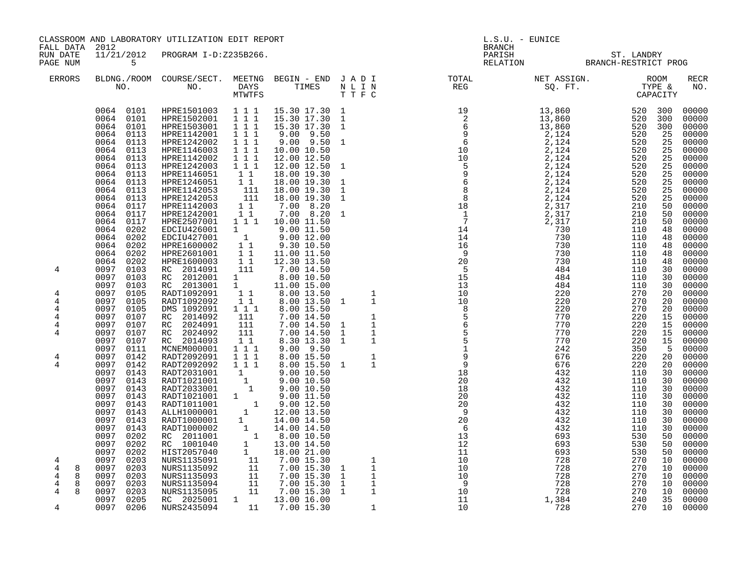CLASSROOM AND LABORATORY UTILIZATION EDIT REPORT
FALL DATA 2012
RUN DATE 11/21/2012 PROGRAM I-D:Z235B266.
PAGE NUM 5

L.S.U. - EUNICE
BRANCH
PARISH ST. LANDRY
RELATION BRANCH-RESTRICT PROG

| ERRORS | BLDNG./ROOM NO. | COURSE/SECT. NO. | MEETNG DAYS MTWTFS | BEGIN - END TIMES | J A D I N L I N T T F C | TOTAL REG | NET ASSIGN. SQ. FT. | ROOM TYPE & CAPACITY | RECR NO. |
|---|---|---|---|---|---|---|---|---|---|
| | 0064 0101 | HPRE1501003 | 1 1 1 | 15.30 17.30 | 1 | 19 | 13,860 | 520 300 | 00000 |
| | 0064 0101 | HPRE1502001 | 1 1 1 | 15.30 17.30 | 1 | 2 | 13,860 | 520 300 | 00000 |
| | 0064 0101 | HPRE1503001 | 1 1 1 | 15.30 17.30 | 1 | 6 | 13,860 | 520 300 | 00000 |
| | 0064 0113 | HPRE1142001 | 1 1 1 | 9.00 9.50 | | 9 | 2,124 | 520 25 | 00000 |
| | 0064 0113 | HPRE1242002 | 1 1 1 | 9.00 9.50 | 1 | 6 | 2,124 | 520 25 | 00000 |
| | 0064 0113 | HPRE1146003 | 1 1 1 | 10.00 10.50 | | 10 | 2,124 | 520 25 | 00000 |
| | 0064 0113 | HPRE1142002 | 1 1 1 | 12.00 12.50 | | 10 | 2,124 | 520 25 | 00000 |
| | 0064 0113 | HPRE1242003 | 1 1 1 | 12.00 12.50 | 1 | 5 | 2,124 | 520 25 | 00000 |
| | 0064 0113 | HPRE1146051 | 1 1 | 18.00 19.30 | | 9 | 2,124 | 520 25 | 00000 |
| | 0064 0113 | HPRE1246051 | 1 1 | 18.00 19.30 | 1 | 6 | 2,124 | 520 25 | 00000 |
| | 0064 0113 | HPRE1142053 | 111 | 18.00 19.30 | 1 | 8 | 2,124 | 520 25 | 00000 |
| | 0064 0113 | HPRE1242053 | 111 | 18.00 19.30 | 1 | 8 | 2,124 | 520 25 | 00000 |
| | 0064 0117 | HPRE1142003 | 1 1 | 7.00 8.20 | | 18 | 2,317 | 210 50 | 00000 |
| | 0064 0117 | HPRE1242001 | 1 1 | 7.00 8.20 | 1 | 1 | 2,317 | 210 50 | 00000 |
| | 0064 0117 | HPRE2507001 | 1 1 1 | 10.00 11.50 | | 7 | 2,317 | 210 50 | 00000 |
| | 0064 0202 | EDCIU426001 | 1 | 9.00 11.50 | | 14 | 730 | 110 48 | 00000 |
| | 0064 0202 | EDCIU427001 | 1 | 9.00 12.00 | | 14 | 730 | 110 48 | 00000 |
| | 0064 0202 | HPRE1600002 | 1 1 | 9.30 10.50 | | 16 | 730 | 110 48 | 00000 |
| | 0064 0202 | HPRE2601001 | 1 1 | 11.00 11.50 | | 9 | 730 | 110 48 | 00000 |
| | 0064 0202 | HPRE1600003 | 1 1 | 12.30 13.50 | | 20 | 730 | 110 48 | 00000 |
| 4 | 0097 0103 | RC 2014091 | 111 | 7.00 14.50 | | 5 | 484 | 110 30 | 00000 |
| | 0097 0103 | RC 2012001 | 1 | 8.00 10.50 | | 15 | 484 | 110 30 | 00000 |
| | 0097 0103 | RC 2013001 | 1 | 11.00 15.00 | | 13 | 484 | 110 30 | 00000 |
| 4 | 0097 0105 | RADT1092091 | 1 1 | 8.00 13.50 | 1 | 10 | 220 | 270 20 | 00000 |
| 4 | 0097 0105 | RADT1092092 | 1 1 | 8.00 13.50 | 1 1 | 10 | 220 | 270 20 | 00000 |
| 4 | 0097 0105 | DMS 1092091 | 1 1 1 | 8.00 15.50 | | 8 | 220 | 270 20 | 00000 |
| 4 | 0097 0107 | RC 2014092 | 111 | 7.00 14.50 | 1 | 5 | 770 | 220 15 | 00000 |
| 4 | 0097 0107 | RC 2024091 | 111 | 7.00 14.50 | 1 1 | 6 | 770 | 220 15 | 00000 |
| 4 | 0097 0107 | RC 2024092 | 111 | 7.00 14.50 | 1 1 | 5 | 770 | 220 15 | 00000 |
| | 0097 0107 | RC 2014093 | 1 1 | 8.30 13.30 | 1 1 | 5 | 770 | 220 15 | 00000 |
| | 0097 0111 | MCNEM000001 | 1 1 1 | 9.00 9.50 | | 1 | 242 | 350 5 | 00000 |
| 4 | 0097 0142 | RADT2092091 | 1 1 1 | 8.00 15.50 | 1 | 9 | 676 | 220 20 | 00000 |
| 4 | 0097 0142 | RADT2092092 | 1 1 1 | 8.00 15.50 | 1 1 | 9 | 676 | 220 20 | 00000 |
| | 0097 0143 | RADT2031001 | 1 | 9.00 10.50 | | 18 | 432 | 110 30 | 00000 |
| | 0097 0143 | RADT1021001 | 1 | 9.00 10.50 | | 20 | 432 | 110 30 | 00000 |
| | 0097 0143 | RADT2033001 | 1 | 9.00 10.50 | | 18 | 432 | 110 30 | 00000 |
| | 0097 0143 | RADT1021001 | 1 | 9.00 11.50 | | 20 | 432 | 110 30 | 00000 |
| | 0097 0143 | RADT1011001 | 1 | 9.00 12.50 | | 20 | 432 | 110 30 | 00000 |
| | 0097 0143 | ALLH1000001 | 1 | 12.00 13.50 | | 9 | 432 | 110 30 | 00000 |
| | 0097 0143 | RADT1000001 | 1 | 14.00 14.50 | | 20 | 432 | 110 30 | 00000 |
| | 0097 0143 | RADT1000002 | 1 | 14.00 14.50 | | 6 | 432 | 110 30 | 00000 |
| | 0097 0202 | RC 2011001 | 1 | 8.00 10.50 | | 13 | 693 | 530 50 | 00000 |
| | 0097 0202 | RC 1001040 | 1 | 13.00 14.50 | | 12 | 693 | 530 50 | 00000 |
| | 0097 0202 | HIST2057040 | 1 | 18.00 21.00 | | 11 | 693 | 530 50 | 00000 |
| 4 | 0097 0203 | NURS1135091 | 11 | 7.00 15.30 | 1 | 10 | 728 | 270 10 | 00000 |
| 4 8 | 0097 0203 | NURS1135092 | 11 | 7.00 15.30 | 1 1 | 10 | 728 | 270 10 | 00000 |
| 4 8 | 0097 0203 | NURS1135093 | 11 | 7.00 15.30 | 1 1 | 10 | 728 | 270 10 | 00000 |
| 4 8 | 0097 0203 | NURS1135094 | 11 | 7.00 15.30 | 1 1 | 9 | 728 | 270 10 | 00000 |
| 4 8 | 0097 0203 | NURS1135095 | 11 | 7.00 15.30 | 1 1 | 10 | 728 | 270 10 | 00000 |
| | 0097 0205 | RC 2025001 | 1 | 13.00 16.00 | | 11 | 1,384 | 240 35 | 00000 |
| 4 | 0097 0206 | NURS2435094 | 11 | 7.00 15.30 | 1 | 10 | 728 | 270 10 | 00000 |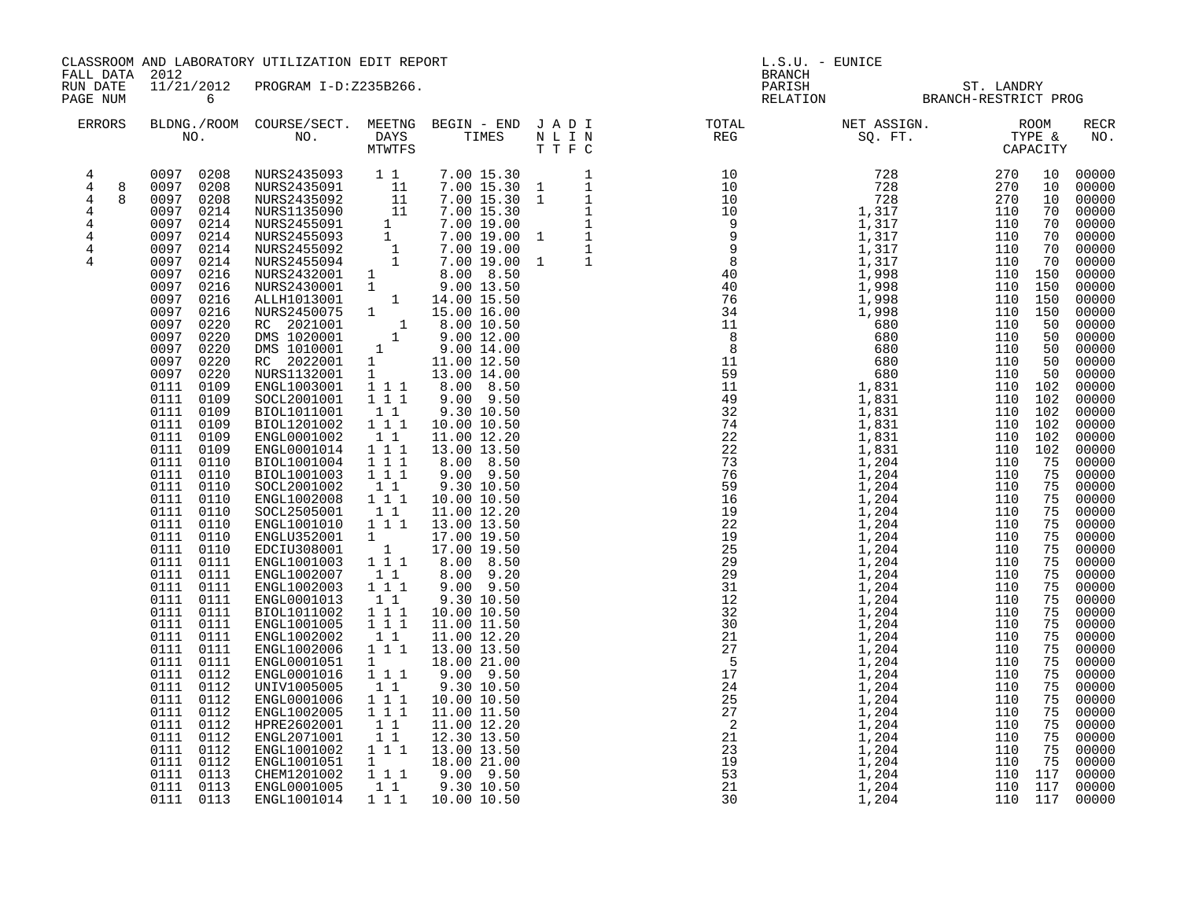CLASSROOM AND LABORATORY UTILIZATION EDIT REPORT
FALL DATA 2012
RUN DATE 11/21/2012 PROGRAM I-D:Z235B266.

L.S.U. - EUNICE
BRANCH
PARISH ST. LANDRY
RELATION BRANCH-RESTRICT PROG

| ERRORS | BLDG./ROOM NO. | COURSE/SECT. NO. | MEETNG DAYS MTWTFS | BEGIN - END TIMES | J N T | A L T | D I F | I N C | TOTAL REG | NET ASSIGN. SQ. FT. | ROOM TYPE & CAPACITY | RECR NO. |
|---|---|---|---|---|---|---|---|---|---|---|---|---|
| 4 | 0097 0208 | NURS2435093 | 1 1 | 7.00 15.30 | | | | 1 | 10 | 728 | 270 10 | 00000 |
| 4 8 | 0097 0208 | NURS2435091 | 11 | 7.00 15.30 | 1 | | | 1 | 10 | 728 | 270 10 | 00000 |
| 4 8 | 0097 0208 | NURS2435092 | 11 | 7.00 15.30 | 1 | | | 1 | 10 | 728 | 270 10 | 00000 |
| 4 | 0097 0214 | NURS1135090 | 11 | 7.00 15.30 | | | | 1 | 10 | 1,317 | 110 70 | 00000 |
| 4 | 0097 0214 | NURS2455091 | 1 | 7.00 19.00 | | | | 1 | 9 | 1,317 | 110 70 | 00000 |
| 4 | 0097 0214 | NURS2455093 | 1 | 7.00 19.00 | 1 | | | 1 | 9 | 1,317 | 110 70 | 00000 |
| 4 | 0097 0214 | NURS2455092 | 1 | 7.00 19.00 | | | | 1 | 9 | 1,317 | 110 70 | 00000 |
| 4 | 0097 0214 | NURS2455094 | 1 | 7.00 19.00 | 1 | | | 1 | 8 | 1,317 | 110 70 | 00000 |
| | 0097 0216 | NURS2432001 | 1 | 8.00 8.50 | | | | | 40 | 1,998 | 110 150 | 00000 |
| | 0097 0216 | NURS2430001 | 1 | 9.00 13.50 | | | | | 40 | 1,998 | 110 150 | 00000 |
| | 0097 0216 | ALLH1013001 | 1 | 14.00 15.50 | | | | | 76 | 1,998 | 110 150 | 00000 |
| | 0097 0216 | NURS2450075 | 1 | 15.00 16.00 | | | | | 34 | 1,998 | 110 150 | 00000 |
| | 0097 0220 | RC 2021001 | 1 | 8.00 10.50 | | | | | 11 | 680 | 110 50 | 00000 |
| | 0097 0220 | DMS 1020001 | 1 | 9.00 12.00 | | | | | 8 | 680 | 110 50 | 00000 |
| | 0097 0220 | DMS 1010001 | 1 | 9.00 14.00 | | | | | 8 | 680 | 110 50 | 00000 |
| | 0097 0220 | RC 2022001 | 1 | 11.00 12.50 | | | | | 11 | 680 | 110 50 | 00000 |
| | 0097 0220 | NURS1132001 | 1 | 13.00 14.00 | | | | | 59 | 680 | 110 50 | 00000 |
| | 0111 0109 | ENGL1003001 | 1 1 1 | 8.00 8.50 | | | | | 11 | 1,831 | 110 102 | 00000 |
| | 0111 0109 | SOCL2001001 | 1 1 1 | 9.00 9.50 | | | | | 49 | 1,831 | 110 102 | 00000 |
| | 0111 0109 | BIOL1011001 | 1 1 | 9.30 10.50 | | | | | 32 | 1,831 | 110 102 | 00000 |
| | 0111 0109 | BIOL1201002 | 1 1 1 | 10.00 10.50 | | | | | 74 | 1,831 | 110 102 | 00000 |
| | 0111 0109 | ENGL0001002 | 1 1 | 11.00 12.20 | | | | | 22 | 1,831 | 110 102 | 00000 |
| | 0111 0109 | ENGL0001014 | 1 1 1 | 13.00 13.50 | | | | | 22 | 1,831 | 110 102 | 00000 |
| | 0111 0110 | BIOL1001004 | 1 1 1 | 8.00 8.50 | | | | | 73 | 1,204 | 110 75 | 00000 |
| | 0111 0110 | BIOL1001003 | 1 1 1 | 9.00 9.50 | | | | | 76 | 1,204 | 110 75 | 00000 |
| | 0111 0110 | SOCL2001002 | 1 1 | 9.30 10.50 | | | | | 59 | 1,204 | 110 75 | 00000 |
| | 0111 0110 | ENGL1002008 | 1 1 1 | 10.00 10.50 | | | | | 16 | 1,204 | 110 75 | 00000 |
| | 0111 0110 | SOCL2505001 | 1 1 | 11.00 12.20 | | | | | 19 | 1,204 | 110 75 | 00000 |
| | 0111 0110 | ENGL1001010 | 1 1 1 | 13.00 13.50 | | | | | 22 | 1,204 | 110 75 | 00000 |
| | 0111 0110 | ENGLU352001 | 1 | 17.00 19.50 | | | | | 19 | 1,204 | 110 75 | 00000 |
| | 0111 0110 | EDCIU308001 | 1 | 17.00 19.50 | | | | | 25 | 1,204 | 110 75 | 00000 |
| | 0111 0111 | ENGL1001003 | 1 1 1 | 8.00 8.50 | | | | | 29 | 1,204 | 110 75 | 00000 |
| | 0111 0111 | ENGL1002007 | 1 1 | 8.00 9.20 | | | | | 29 | 1,204 | 110 75 | 00000 |
| | 0111 0111 | ENGL1002003 | 1 1 1 | 9.00 9.50 | | | | | 31 | 1,204 | 110 75 | 00000 |
| | 0111 0111 | ENGL0001013 | 1 1 | 9.30 10.50 | | | | | 12 | 1,204 | 110 75 | 00000 |
| | 0111 0111 | BIOL1011002 | 1 1 1 | 10.00 10.50 | | | | | 32 | 1,204 | 110 75 | 00000 |
| | 0111 0111 | ENGL1001005 | 1 1 1 | 11.00 11.50 | | | | | 30 | 1,204 | 110 75 | 00000 |
| | 0111 0111 | ENGL1002002 | 1 1 | 11.00 12.20 | | | | | 21 | 1,204 | 110 75 | 00000 |
| | 0111 0111 | ENGL1002006 | 1 1 1 | 13.00 13.50 | | | | | 27 | 1,204 | 110 75 | 00000 |
| | 0111 0111 | ENGL0001051 | 1 | 18.00 21.00 | | | | | 5 | 1,204 | 110 75 | 00000 |
| | 0111 0112 | ENGL0001016 | 1 1 1 | 9.00 9.50 | | | | | 17 | 1,204 | 110 75 | 00000 |
| | 0111 0112 | UNIV1005005 | 1 1 | 9.30 10.50 | | | | | 24 | 1,204 | 110 75 | 00000 |
| | 0111 0112 | ENGL0001006 | 1 1 1 | 10.00 10.50 | | | | | 25 | 1,204 | 110 75 | 00000 |
| | 0111 0112 | ENGL1002005 | 1 1 1 | 11.00 11.50 | | | | | 27 | 1,204 | 110 75 | 00000 |
| | 0111 0112 | HPRE2602001 | 1 1 | 11.00 12.20 | | | | | 2 | 1,204 | 110 75 | 00000 |
| | 0111 0112 | ENGL2071001 | 1 1 | 12.30 13.50 | | | | | 21 | 1,204 | 110 75 | 00000 |
| | 0111 0112 | ENGL1001002 | 1 1 1 | 13.00 13.50 | | | | | 23 | 1,204 | 110 75 | 00000 |
| | 0111 0112 | ENGL1001051 | 1 | 18.00 21.00 | | | | | 19 | 1,204 | 110 75 | 00000 |
| | 0111 0113 | CHEM1201002 | 1 1 1 | 9.00 9.50 | | | | | 53 | 1,204 | 110 117 | 00000 |
| | 0111 0113 | ENGL0001005 | 1 1 | 9.30 10.50 | | | | | 21 | 1,204 | 110 117 | 00000 |
| | 0111 0113 | ENGL1001014 | 1 1 1 | 10.00 10.50 | | | | | 30 | 1,204 | 110 117 | 00000 |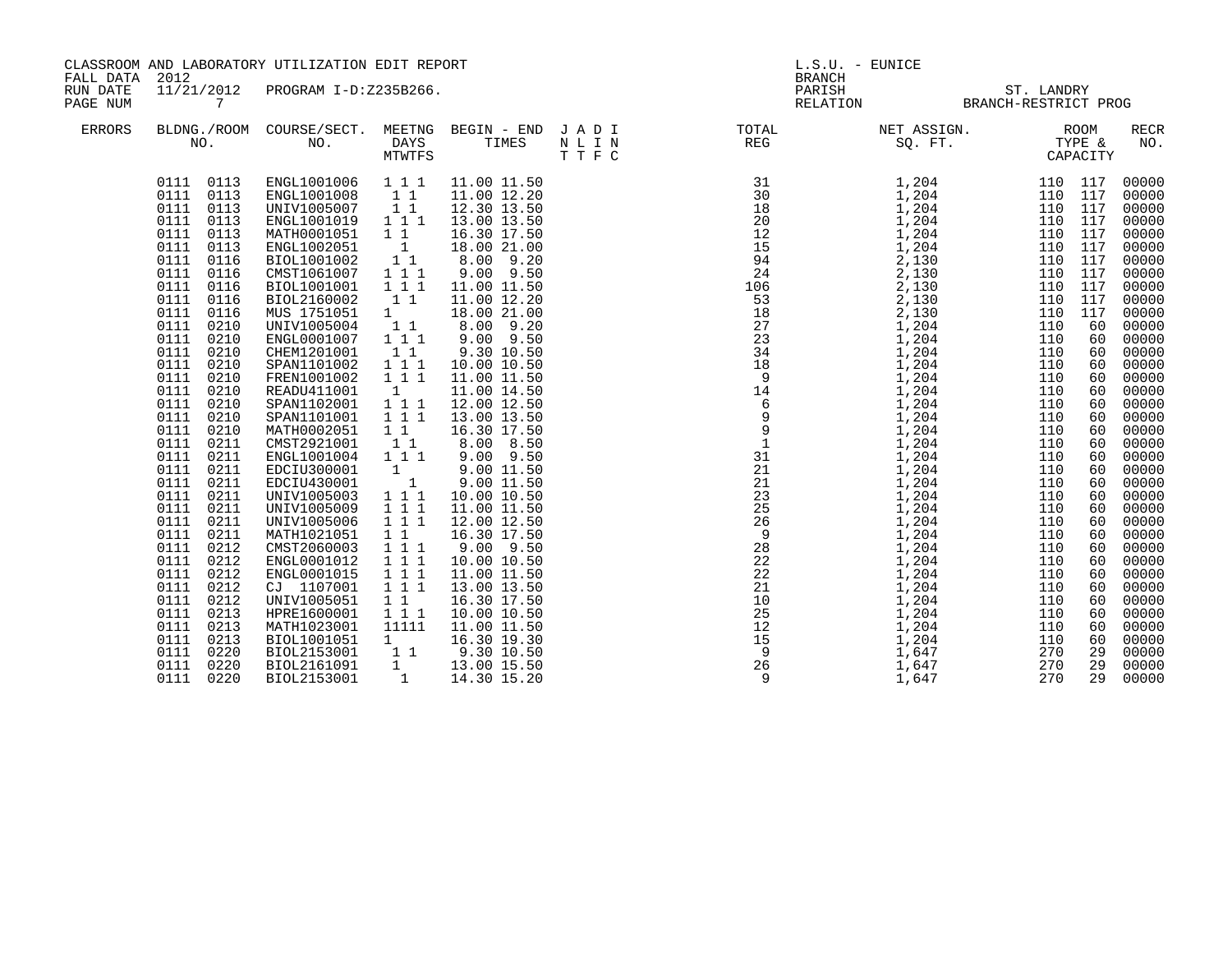CLASSROOM AND LABORATORY UTILIZATION EDIT REPORT
FALL DATA 2012
RUN DATE 11/21/2012 PROGRAM I-D:Z235B266.

L.S.U. - EUNICE
BRANCH
PARISH ST. LANDRY
RELATION BRANCH-RESTRICT PROG

| ERRORS | BLDNG./ROOM NO. | COURSE/SECT. NO. | MEETNG DAYS MTWTFS | BEGIN - END TIMES | J A D I N L I N T T F C | TOTAL REG | NET ASSIGN. SQ. FT. | ROOM TYPE & CAPACITY | RECR NO. |
|---|---|---|---|---|---|---|---|---|---|
| | 0111 0113 | ENGL1001006 | 1 1 1 | 11.00 11.50 | | 31 | 1,204 | 110 117 | 00000 |
| | 0111 0113 | ENGL1001008 | 1 1 | 11.00 12.20 | | 30 | 1,204 | 110 117 | 00000 |
| | 0111 0113 | UNIV1005007 | 1 1 | 12.30 13.50 | | 18 | 1,204 | 110 117 | 00000 |
| | 0111 0113 | ENGL1001019 | 1 1 1 | 13.00 13.50 | | 20 | 1,204 | 110 117 | 00000 |
| | 0111 0113 | MATH0001051 | 1 1 | 16.30 17.50 | | 12 | 1,204 | 110 117 | 00000 |
| | 0111 0113 | ENGL1002051 | 1 | 18.00 21.00 | | 15 | 1,204 | 110 117 | 00000 |
| | 0111 0116 | BIOL1001002 | 1 1 | 8.00 9.20 | | 94 | 2,130 | 110 117 | 00000 |
| | 0111 0116 | CMST1061007 | 1 1 1 | 9.00 9.50 | | 24 | 2,130 | 110 117 | 00000 |
| | 0111 0116 | BIOL1001001 | 1 1 1 | 11.00 11.50 | | 106 | 2,130 | 110 117 | 00000 |
| | 0111 0116 | BIOL2160002 | 1 1 | 11.00 12.20 | | 53 | 2,130 | 110 117 | 00000 |
| | 0111 0116 | MUS 1751051 | 1 | 18.00 21.00 | | 18 | 2,130 | 110 117 | 00000 |
| | 0111 0210 | UNIV1005004 | 1 1 | 8.00 9.20 | | 27 | 1,204 | 110 60 | 00000 |
| | 0111 0210 | ENGL0001007 | 1 1 1 | 9.00 9.50 | | 23 | 1,204 | 110 60 | 00000 |
| | 0111 0210 | CHEM1201001 | 1 1 | 9.30 10.50 | | 34 | 1,204 | 110 60 | 00000 |
| | 0111 0210 | SPAN1101002 | 1 1 1 | 10.00 10.50 | | 18 | 1,204 | 110 60 | 00000 |
| | 0111 0210 | FREN1001002 | 1 1 1 | 11.00 11.50 | | 9 | 1,204 | 110 60 | 00000 |
| | 0111 0210 | READU411001 | 1 | 11.00 14.50 | | 14 | 1,204 | 110 60 | 00000 |
| | 0111 0210 | SPAN1102001 | 1 1 1 | 12.00 12.50 | | 6 | 1,204 | 110 60 | 00000 |
| | 0111 0210 | SPAN1101001 | 1 1 1 | 13.00 13.50 | | 9 | 1,204 | 110 60 | 00000 |
| | 0111 0210 | MATH0002051 | 1 1 | 16.30 17.50 | | 9 | 1,204 | 110 60 | 00000 |
| | 0111 0211 | CMST2921001 | 1 1 | 8.00 8.50 | | 1 | 1,204 | 110 60 | 00000 |
| | 0111 0211 | ENGL1001004 | 1 1 1 | 9.00 9.50 | | 31 | 1,204 | 110 60 | 00000 |
| | 0111 0211 | EDCIU300001 | 1 | 9.00 11.50 | | 21 | 1,204 | 110 60 | 00000 |
| | 0111 0211 | EDCIU430001 | 1 | 9.00 11.50 | | 21 | 1,204 | 110 60 | 00000 |
| | 0111 0211 | UNIV1005003 | 1 1 1 | 10.00 10.50 | | 23 | 1,204 | 110 60 | 00000 |
| | 0111 0211 | UNIV1005009 | 1 1 1 | 11.00 11.50 | | 25 | 1,204 | 110 60 | 00000 |
| | 0111 0211 | UNIV1005006 | 1 1 1 | 12.00 12.50 | | 26 | 1,204 | 110 60 | 00000 |
| | 0111 0211 | MATH1021051 | 1 1 | 16.30 17.50 | | 9 | 1,204 | 110 60 | 00000 |
| | 0111 0212 | CMST2060003 | 1 1 1 | 9.00 9.50 | | 28 | 1,204 | 110 60 | 00000 |
| | 0111 0212 | ENGL0001012 | 1 1 1 | 10.00 10.50 | | 22 | 1,204 | 110 60 | 00000 |
| | 0111 0212 | ENGL0001015 | 1 1 1 | 11.00 11.50 | | 22 | 1,204 | 110 60 | 00000 |
| | 0111 0212 | CJ 1107001 | 1 1 1 | 13.00 13.50 | | 21 | 1,204 | 110 60 | 00000 |
| | 0111 0212 | UNIV1005051 | 1 1 | 16.30 17.50 | | 10 | 1,204 | 110 60 | 00000 |
| | 0111 0213 | HPRE1600001 | 1 1 1 | 10.00 10.50 | | 25 | 1,204 | 110 60 | 00000 |
| | 0111 0213 | MATH1023001 | 11111 | 11.00 11.50 | | 12 | 1,204 | 110 60 | 00000 |
| | 0111 0213 | BIOL1001051 | 1 | 16.30 19.30 | | 15 | 1,204 | 110 60 | 00000 |
| | 0111 0220 | BIOL2153001 | 1 1 | 9.30 10.50 | | 9 | 1,647 | 270 29 | 00000 |
| | 0111 0220 | BIOL2161091 | 1 | 13.00 15.50 | | 26 | 1,647 | 270 29 | 00000 |
| | 0111 0220 | BIOL2153001 | 1 | 14.30 15.20 | | 9 | 1,647 | 270 29 | 00000 |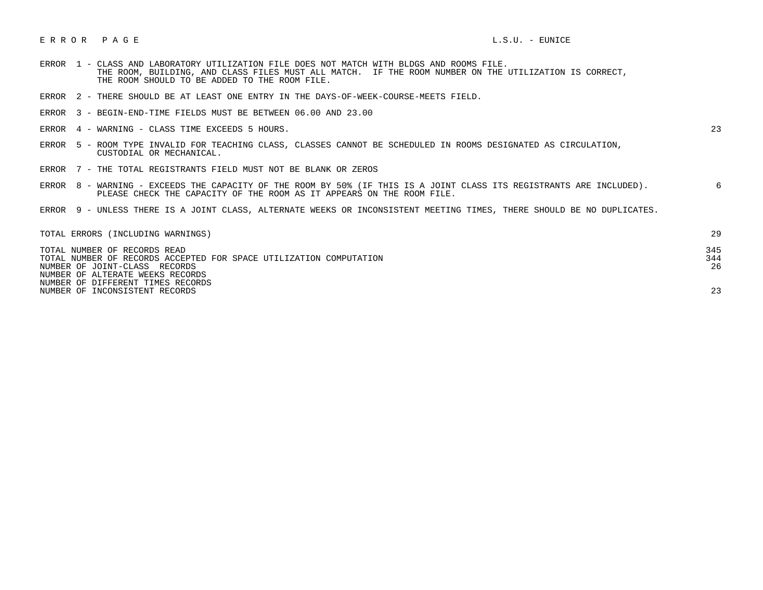# E R R O R   P A G E

L.S.U. - EUNICE

| Error | Description | Count |
|---|---|---|
| ERROR 1 | CLASS AND LABORATORY UTILIZATION FILE DOES NOT MATCH WITH BLDGS AND ROOMS FILE. THE ROOM, BUILDING, AND CLASS FILES MUST ALL MATCH. IF THE ROOM NUMBER ON THE UTILIZATION IS CORRECT, THE ROOM SHOULD TO BE ADDED TO THE ROOM FILE. | |
| ERROR 2 | THERE SHOULD BE AT LEAST ONE ENTRY IN THE DAYS-OF-WEEK-COURSE-MEETS FIELD. | |
| ERROR 3 | BEGIN-END-TIME FIELDS MUST BE BETWEEN 06.00 AND 23.00 | |
| ERROR 4 | WARNING - CLASS TIME EXCEEDS 5 HOURS. | 23 |
| ERROR 5 | ROOM TYPE INVALID FOR TEACHING CLASS, CLASSES CANNOT BE SCHEDULED IN ROOMS DESIGNATED AS CIRCULATION, CUSTODIAL OR MECHANICAL. | |
| ERROR 7 | THE TOTAL REGISTRANTS FIELD MUST NOT BE BLANK OR ZEROS | |
| ERROR 8 | WARNING - EXCEEDS THE CAPACITY OF THE ROOM BY 50% (IF THIS IS A JOINT CLASS ITS REGISTRANTS ARE INCLUDED). PLEASE CHECK THE CAPACITY OF THE ROOM AS IT APPEARS ON THE ROOM FILE. | 6 |
| ERROR 9 | UNLESS THERE IS A JOINT CLASS, ALTERNATE WEEKS OR INCONSISTENT MEETING TIMES, THERE SHOULD BE NO DUPLICATES. | |

| Summary | Count |
|---|---|
| TOTAL ERRORS (INCLUDING WARNINGS) | 29 |
| TOTAL NUMBER OF RECORDS READ | 345 |
| TOTAL NUMBER OF RECORDS ACCEPTED FOR SPACE UTILIZATION COMPUTATION | 344 |
| NUMBER OF JOINT-CLASS RECORDS | 26 |
| NUMBER OF ALTERNATE WEEKS RECORDS | |
| NUMBER OF DIFFERENT TIMES RECORDS | |
| NUMBER OF INCONSISTENT RECORDS | 23 |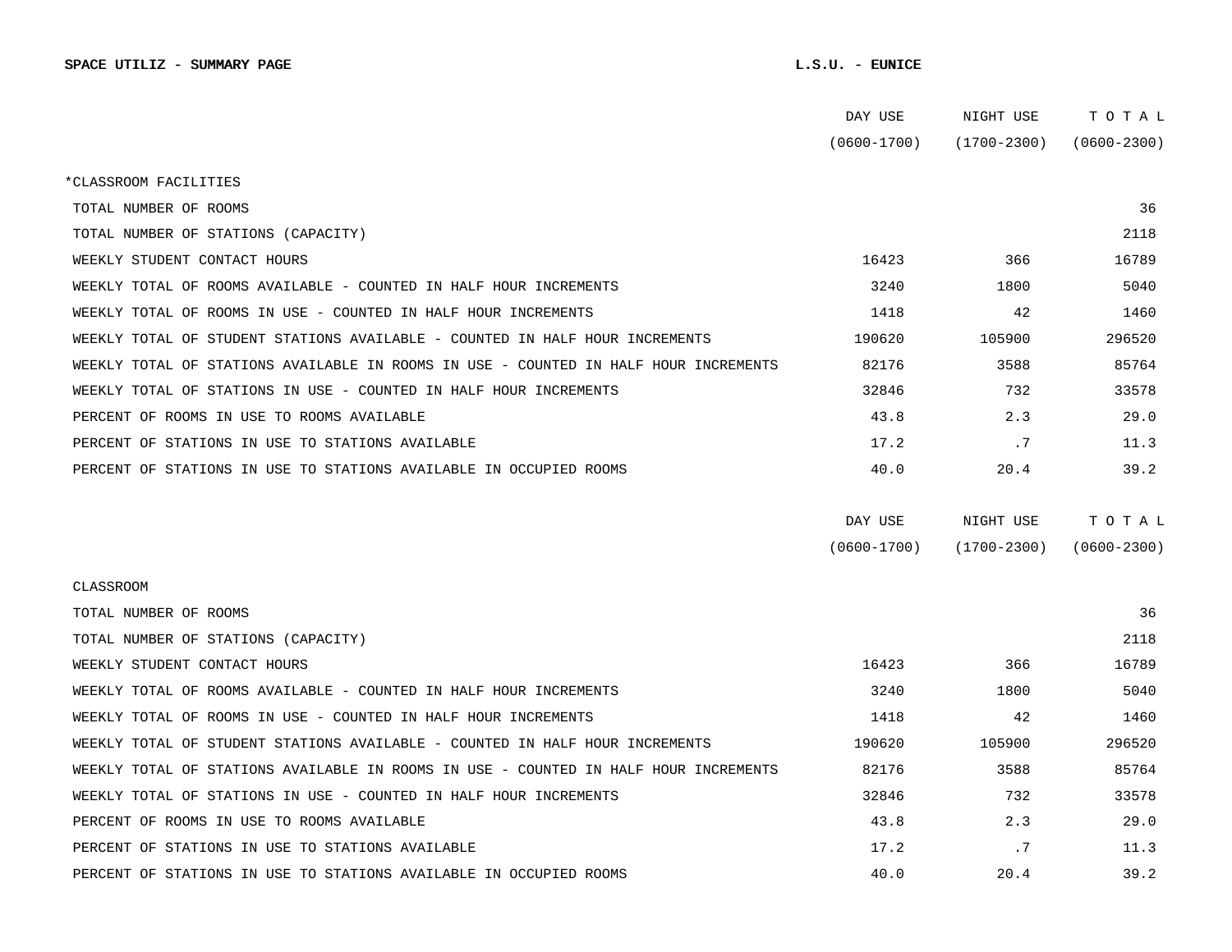**SPACE UTILIZ - SUMMARY PAGE** **L.S.U. - EUNICE**

| | DAY USE (0600-1700) | NIGHT USE (1700-2300) | T O T A L (0600-2300) |
|---|---|---|---|
| *CLASSROOM FACILITIES | | | |
| TOTAL NUMBER OF ROOMS | | | 36 |
| TOTAL NUMBER OF STATIONS (CAPACITY) | | | 2118 |
| WEEKLY STUDENT CONTACT HOURS | 16423 | 366 | 16789 |
| WEEKLY TOTAL OF ROOMS AVAILABLE - COUNTED IN HALF HOUR INCREMENTS | 3240 | 1800 | 5040 |
| WEEKLY TOTAL OF ROOMS IN USE - COUNTED IN HALF HOUR INCREMENTS | 1418 | 42 | 1460 |
| WEEKLY TOTAL OF STUDENT STATIONS AVAILABLE - COUNTED IN HALF HOUR INCREMENTS | 190620 | 105900 | 296520 |
| WEEKLY TOTAL OF STATIONS AVAILABLE IN ROOMS IN USE - COUNTED IN HALF HOUR INCREMENTS | 82176 | 3588 | 85764 |
| WEEKLY TOTAL OF STATIONS IN USE - COUNTED IN HALF HOUR INCREMENTS | 32846 | 732 | 33578 |
| PERCENT OF ROOMS IN USE TO ROOMS AVAILABLE | 43.8 | 2.3 | 29.0 |
| PERCENT OF STATIONS IN USE TO STATIONS AVAILABLE | 17.2 | .7 | 11.3 |
| PERCENT OF STATIONS IN USE TO STATIONS AVAILABLE IN OCCUPIED ROOMS | 40.0 | 20.4 | 39.2 |

| | DAY USE (0600-1700) | NIGHT USE (1700-2300) | T O T A L (0600-2300) |
|---|---|---|---|
| CLASSROOM | | | |
| TOTAL NUMBER OF ROOMS | | | 36 |
| TOTAL NUMBER OF STATIONS (CAPACITY) | | | 2118 |
| WEEKLY STUDENT CONTACT HOURS | 16423 | 366 | 16789 |
| WEEKLY TOTAL OF ROOMS AVAILABLE - COUNTED IN HALF HOUR INCREMENTS | 3240 | 1800 | 5040 |
| WEEKLY TOTAL OF ROOMS IN USE - COUNTED IN HALF HOUR INCREMENTS | 1418 | 42 | 1460 |
| WEEKLY TOTAL OF STUDENT STATIONS AVAILABLE - COUNTED IN HALF HOUR INCREMENTS | 190620 | 105900 | 296520 |
| WEEKLY TOTAL OF STATIONS AVAILABLE IN ROOMS IN USE - COUNTED IN HALF HOUR INCREMENTS | 82176 | 3588 | 85764 |
| WEEKLY TOTAL OF STATIONS IN USE - COUNTED IN HALF HOUR INCREMENTS | 32846 | 732 | 33578 |
| PERCENT OF ROOMS IN USE TO ROOMS AVAILABLE | 43.8 | 2.3 | 29.0 |
| PERCENT OF STATIONS IN USE TO STATIONS AVAILABLE | 17.2 | .7 | 11.3 |
| PERCENT OF STATIONS IN USE TO STATIONS AVAILABLE IN OCCUPIED ROOMS | 40.0 | 20.4 | 39.2 |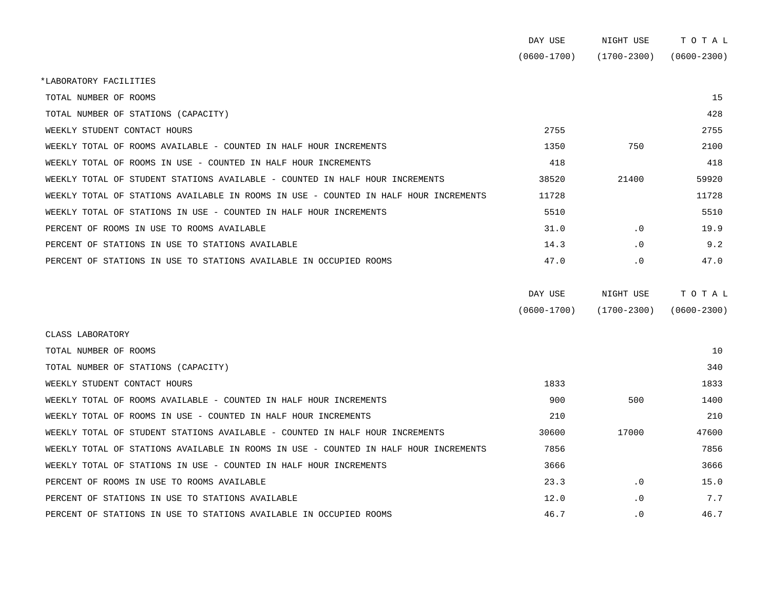| | DAY USE (0600-1700) | NIGHT USE (1700-2300) | T O T A L (0600-2300) |
|---|---|---|---|
| *LABORATORY FACILITIES | | | |
| TOTAL NUMBER OF ROOMS | | | 15 |
| TOTAL NUMBER OF STATIONS (CAPACITY) | | | 428 |
| WEEKLY STUDENT CONTACT HOURS | 2755 | | 2755 |
| WEEKLY TOTAL OF ROOMS AVAILABLE - COUNTED IN HALF HOUR INCREMENTS | 1350 | 750 | 2100 |
| WEEKLY TOTAL OF ROOMS IN USE - COUNTED IN HALF HOUR INCREMENTS | 418 | | 418 |
| WEEKLY TOTAL OF STUDENT STATIONS AVAILABLE - COUNTED IN HALF HOUR INCREMENTS | 38520 | 21400 | 59920 |
| WEEKLY TOTAL OF STATIONS AVAILABLE IN ROOMS IN USE - COUNTED IN HALF HOUR INCREMENTS | 11728 | | 11728 |
| WEEKLY TOTAL OF STATIONS IN USE - COUNTED IN HALF HOUR INCREMENTS | 5510 | | 5510 |
| PERCENT OF ROOMS IN USE TO ROOMS AVAILABLE | 31.0 | .0 | 19.9 |
| PERCENT OF STATIONS IN USE TO STATIONS AVAILABLE | 14.3 | .0 | 9.2 |
| PERCENT OF STATIONS IN USE TO STATIONS AVAILABLE IN OCCUPIED ROOMS | 47.0 | .0 | 47.0 |

| | DAY USE (0600-1700) | NIGHT USE (1700-2300) | T O T A L (0600-2300) |
|---|---|---|---|
| CLASS LABORATORY | | | |
| TOTAL NUMBER OF ROOMS | | | 10 |
| TOTAL NUMBER OF STATIONS (CAPACITY) | | | 340 |
| WEEKLY STUDENT CONTACT HOURS | 1833 | | 1833 |
| WEEKLY TOTAL OF ROOMS AVAILABLE - COUNTED IN HALF HOUR INCREMENTS | 900 | 500 | 1400 |
| WEEKLY TOTAL OF ROOMS IN USE - COUNTED IN HALF HOUR INCREMENTS | 210 | | 210 |
| WEEKLY TOTAL OF STUDENT STATIONS AVAILABLE - COUNTED IN HALF HOUR INCREMENTS | 30600 | 17000 | 47600 |
| WEEKLY TOTAL OF STATIONS AVAILABLE IN ROOMS IN USE - COUNTED IN HALF HOUR INCREMENTS | 7856 | | 7856 |
| WEEKLY TOTAL OF STATIONS IN USE - COUNTED IN HALF HOUR INCREMENTS | 3666 | | 3666 |
| PERCENT OF ROOMS IN USE TO ROOMS AVAILABLE | 23.3 | .0 | 15.0 |
| PERCENT OF STATIONS IN USE TO STATIONS AVAILABLE | 12.0 | .0 | 7.7 |
| PERCENT OF STATIONS IN USE TO STATIONS AVAILABLE IN OCCUPIED ROOMS | 46.7 | .0 | 46.7 |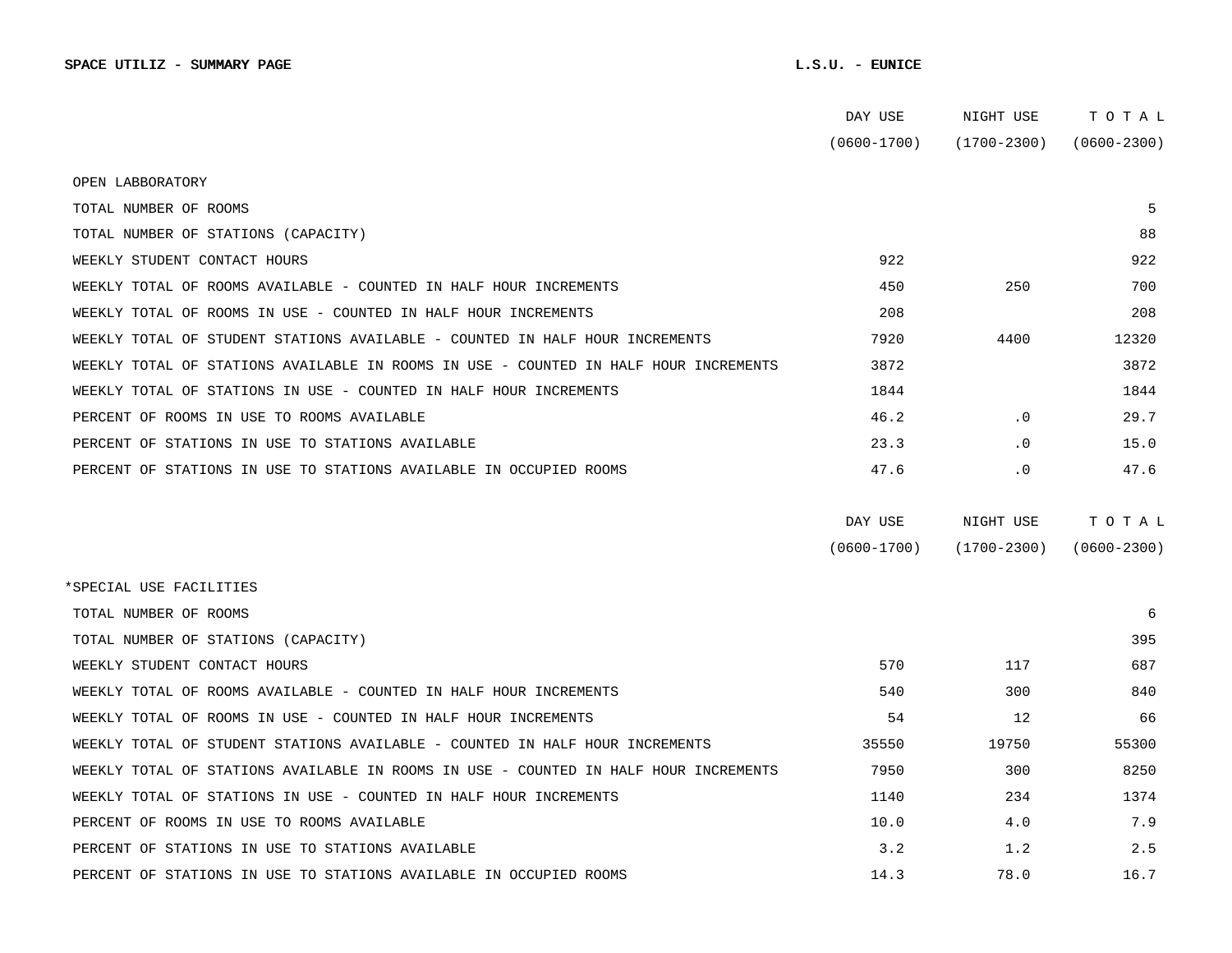**SPACE UTILIZ - SUMMARY PAGE** **L.S.U. - EUNICE**

| | DAY USE (0600-1700) | NIGHT USE (1700-2300) | T O T A L (0600-2300) |
|---|---|---|---|
| OPEN LABBORATORY | | | |
| TOTAL NUMBER OF ROOMS | | | 5 |
| TOTAL NUMBER OF STATIONS (CAPACITY) | | | 88 |
| WEEKLY STUDENT CONTACT HOURS | 922 | | 922 |
| WEEKLY TOTAL OF ROOMS AVAILABLE - COUNTED IN HALF HOUR INCREMENTS | 450 | 250 | 700 |
| WEEKLY TOTAL OF ROOMS IN USE - COUNTED IN HALF HOUR INCREMENTS | 208 | | 208 |
| WEEKLY TOTAL OF STUDENT STATIONS AVAILABLE - COUNTED IN HALF HOUR INCREMENTS | 7920 | 4400 | 12320 |
| WEEKLY TOTAL OF STATIONS AVAILABLE IN ROOMS IN USE - COUNTED IN HALF HOUR INCREMENTS | 3872 | | 3872 |
| WEEKLY TOTAL OF STATIONS IN USE - COUNTED IN HALF HOUR INCREMENTS | 1844 | | 1844 |
| PERCENT OF ROOMS IN USE TO ROOMS AVAILABLE | 46.2 | .0 | 29.7 |
| PERCENT OF STATIONS IN USE TO STATIONS AVAILABLE | 23.3 | .0 | 15.0 |
| PERCENT OF STATIONS IN USE TO STATIONS AVAILABLE IN OCCUPIED ROOMS | 47.6 | .0 | 47.6 |

| | DAY USE (0600-1700) | NIGHT USE (1700-2300) | T O T A L (0600-2300) |
|---|---|---|---|
| *SPECIAL USE FACILITIES | | | |
| TOTAL NUMBER OF ROOMS | | | 6 |
| TOTAL NUMBER OF STATIONS (CAPACITY) | | | 395 |
| WEEKLY STUDENT CONTACT HOURS | 570 | 117 | 687 |
| WEEKLY TOTAL OF ROOMS AVAILABLE - COUNTED IN HALF HOUR INCREMENTS | 540 | 300 | 840 |
| WEEKLY TOTAL OF ROOMS IN USE - COUNTED IN HALF HOUR INCREMENTS | 54 | 12 | 66 |
| WEEKLY TOTAL OF STUDENT STATIONS AVAILABLE - COUNTED IN HALF HOUR INCREMENTS | 35550 | 19750 | 55300 |
| WEEKLY TOTAL OF STATIONS AVAILABLE IN ROOMS IN USE - COUNTED IN HALF HOUR INCREMENTS | 7950 | 300 | 8250 |
| WEEKLY TOTAL OF STATIONS IN USE - COUNTED IN HALF HOUR INCREMENTS | 1140 | 234 | 1374 |
| PERCENT OF ROOMS IN USE TO ROOMS AVAILABLE | 10.0 | 4.0 | 7.9 |
| PERCENT OF STATIONS IN USE TO STATIONS AVAILABLE | 3.2 | 1.2 | 2.5 |
| PERCENT OF STATIONS IN USE TO STATIONS AVAILABLE IN OCCUPIED ROOMS | 14.3 | 78.0 | 16.7 |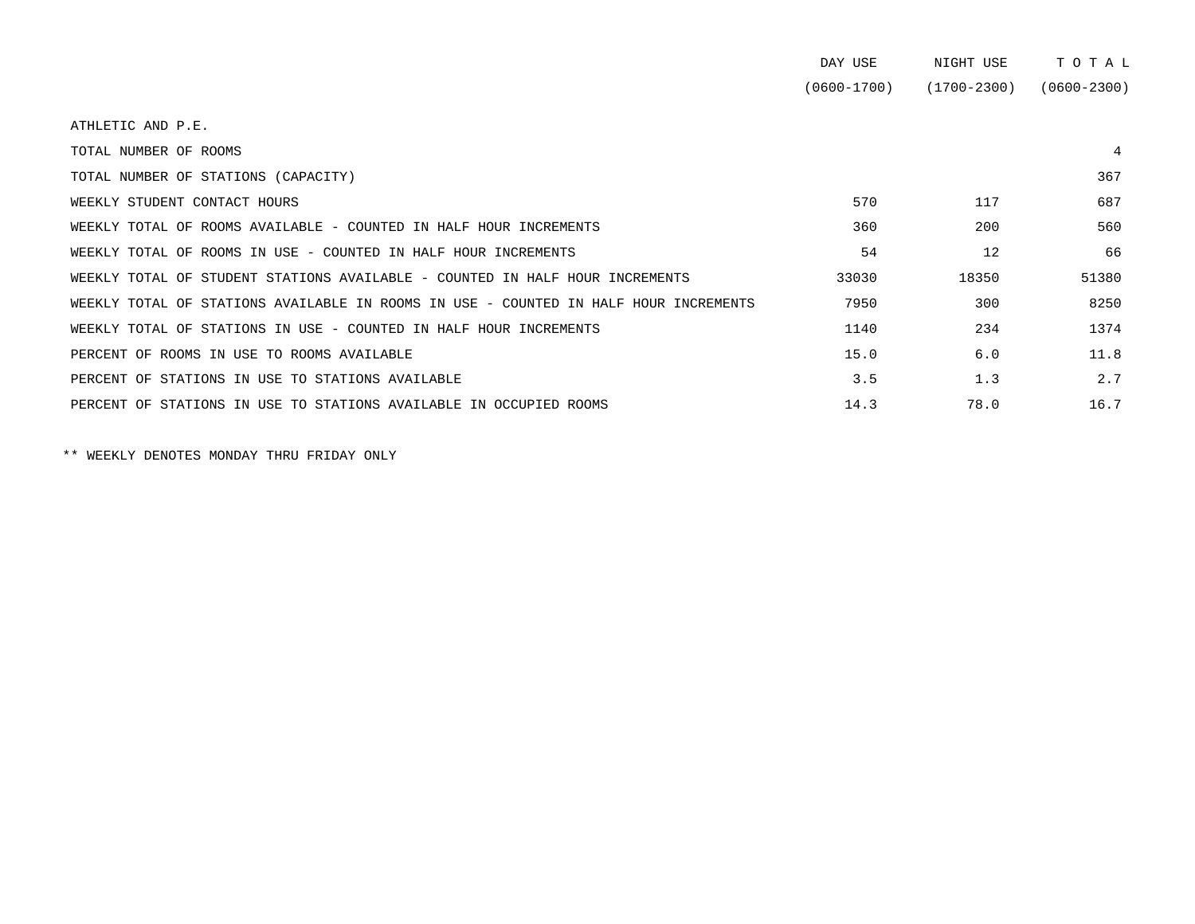| | DAY USE (0600-1700) | NIGHT USE (1700-2300) | T O T A L (0600-2300) |
|---|---|---|---|
| ATHLETIC AND P.E. | | | |
| TOTAL NUMBER OF ROOMS | | | 4 |
| TOTAL NUMBER OF STATIONS (CAPACITY) | | | 367 |
| WEEKLY STUDENT CONTACT HOURS | 570 | 117 | 687 |
| WEEKLY TOTAL OF ROOMS AVAILABLE - COUNTED IN HALF HOUR INCREMENTS | 360 | 200 | 560 |
| WEEKLY TOTAL OF ROOMS IN USE - COUNTED IN HALF HOUR INCREMENTS | 54 | 12 | 66 |
| WEEKLY TOTAL OF STUDENT STATIONS AVAILABLE - COUNTED IN HALF HOUR INCREMENTS | 33030 | 18350 | 51380 |
| WEEKLY TOTAL OF STATIONS AVAILABLE IN ROOMS IN USE - COUNTED IN HALF HOUR INCREMENTS | 7950 | 300 | 8250 |
| WEEKLY TOTAL OF STATIONS IN USE - COUNTED IN HALF HOUR INCREMENTS | 1140 | 234 | 1374 |
| PERCENT OF ROOMS IN USE TO ROOMS AVAILABLE | 15.0 | 6.0 | 11.8 |
| PERCENT OF STATIONS IN USE TO STATIONS AVAILABLE | 3.5 | 1.3 | 2.7 |
| PERCENT OF STATIONS IN USE TO STATIONS AVAILABLE IN OCCUPIED ROOMS | 14.3 | 78.0 | 16.7 |

** WEEKLY DENOTES MONDAY THRU FRIDAY ONLY